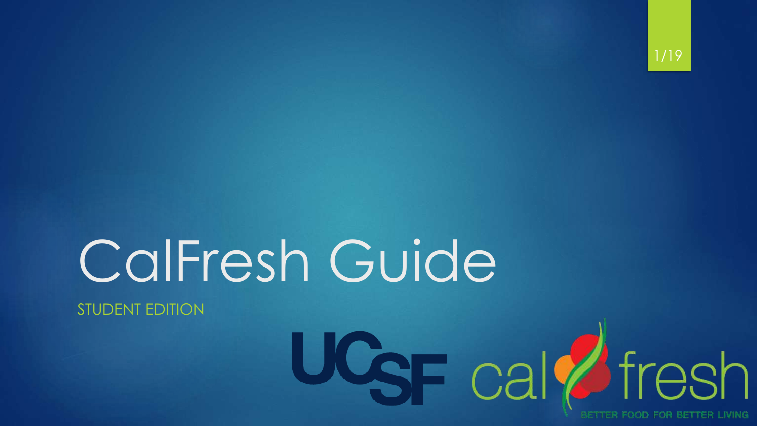# CalFresh Guide

STUDENT EDITION

UCSF

cal fresh

BETTER FOOD FOR BETTER LIVING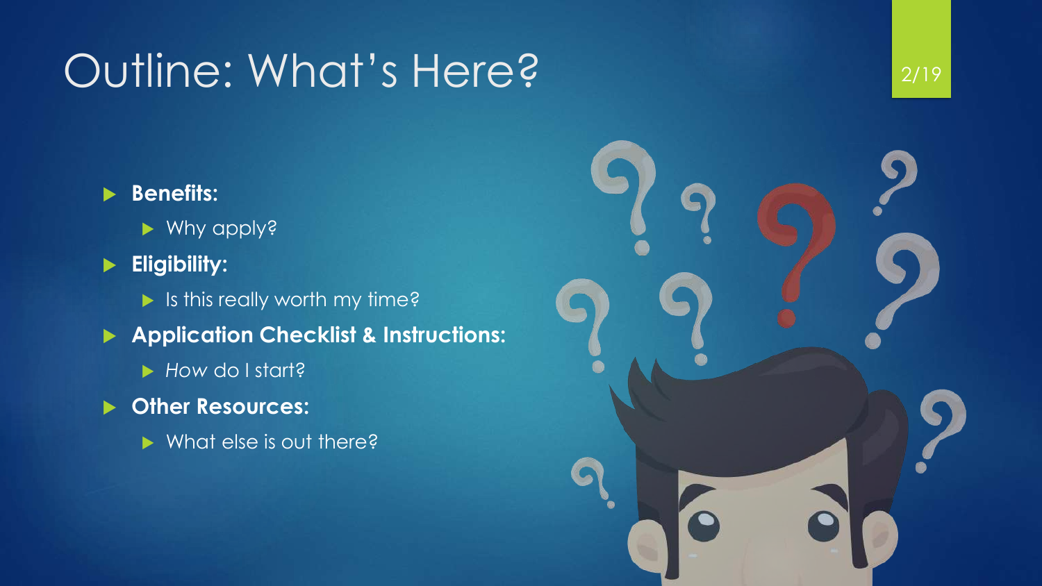# Outline: What's Here?

- **Benefits:**
  - Why apply?
- **Eligibility:**
  - Is this really worth my time?
- **Application Checklist & Instructions:**
  - *How* do I start?
- **Other Resources:**
  - What else is out there?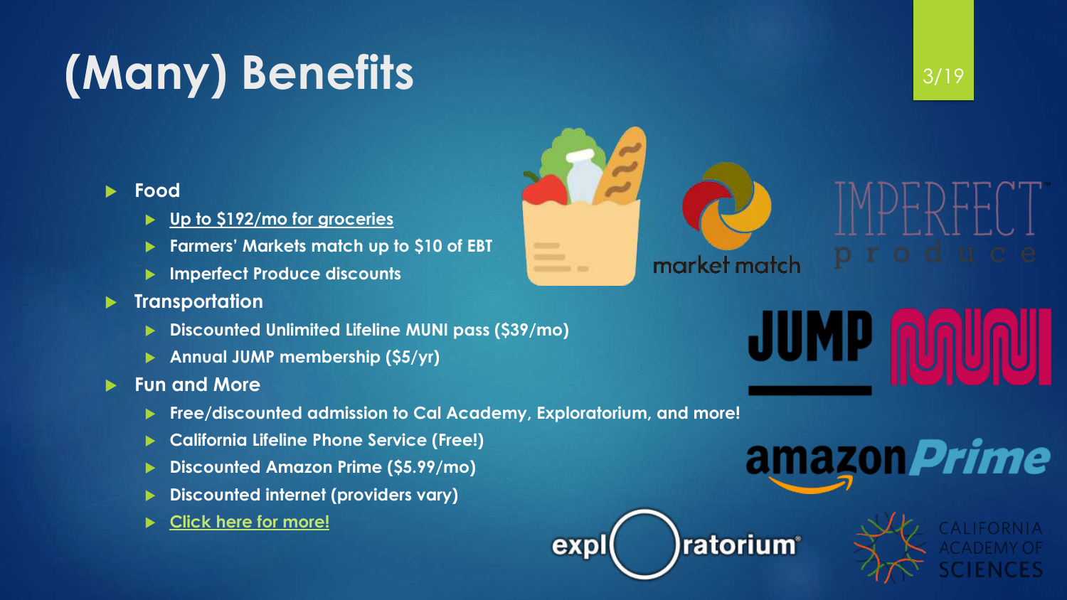# (Many) Benefits

- Food
  - Up to $192/mo for groceries
  - Farmers' Markets match up to $10 of EBT
  - Imperfect Produce discounts
- Transportation
  - Discounted Unlimited Lifeline MUNI pass ($39/mo)
  - Annual JUMP membership ($5/yr)
- Fun and More
  - Free/discounted admission to Cal Academy, Exploratorium, and more!
  - California Lifeline Phone Service (Free!)
  - Discounted Amazon Prime ($5.99/mo)
  - Discounted internet (providers vary)
  - Click here for more!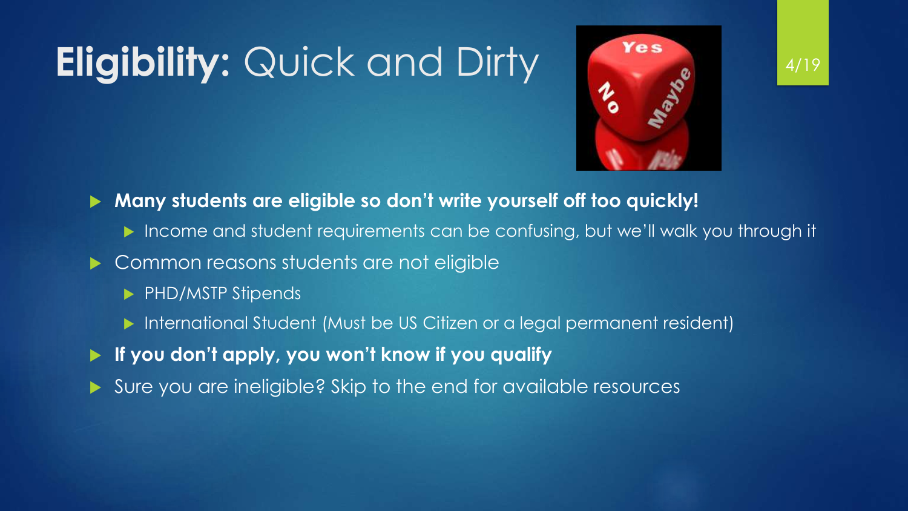# **Eligibility:** Quick and Dirty

- **Many students are eligible so don't write yourself off too quickly!**
  - Income and student requirements can be confusing, but we'll walk you through it
- Common reasons students are not eligible
  - PHD/MSTP Stipends
  - International Student (Must be US Citizen or a legal permanent resident)
- **If you don't apply, you won't know if you qualify**
- Sure you are ineligible? Skip to the end for available resources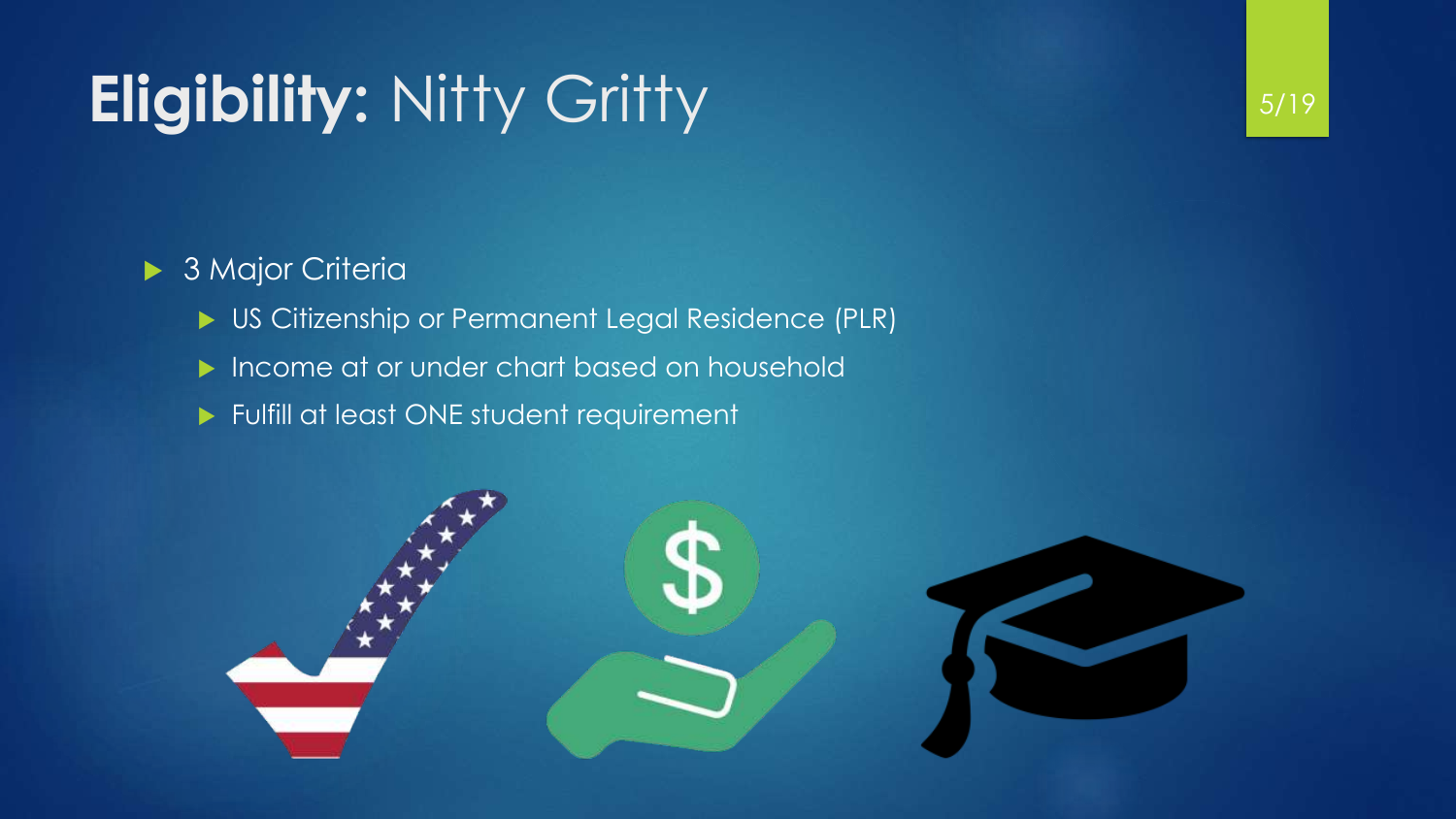# **Eligibility:** Nitty Gritty

- 3 Major Criteria
  - US Citizenship or Permanent Legal Residence (PLR)
  - Income at or under chart based on household
  - Fulfill at least ONE student requirement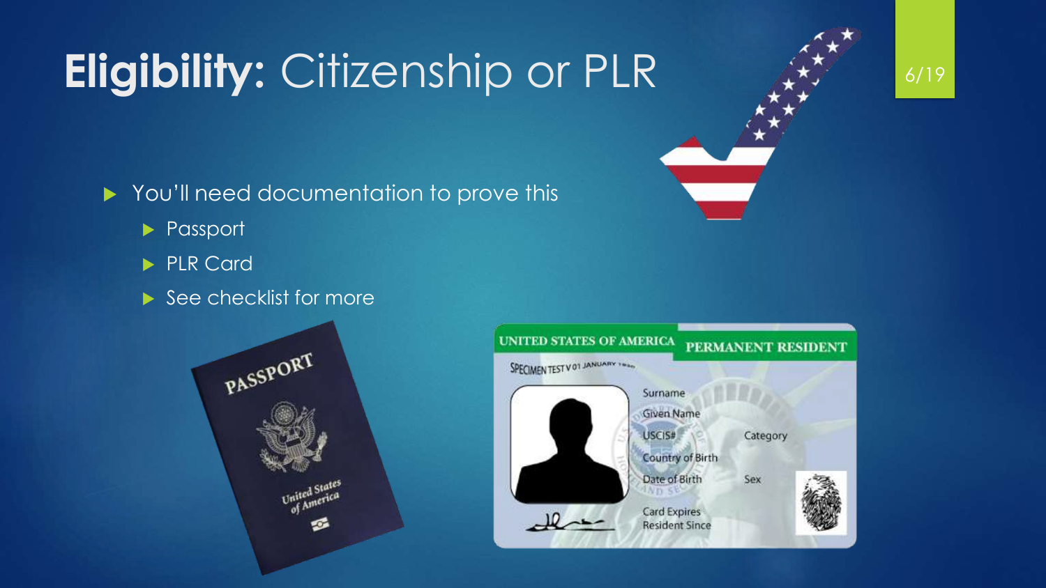# **Eligibility:** Citizenship or PLR

- You'll need documentation to prove this
  - Passport
  - PLR Card
  - See checklist for more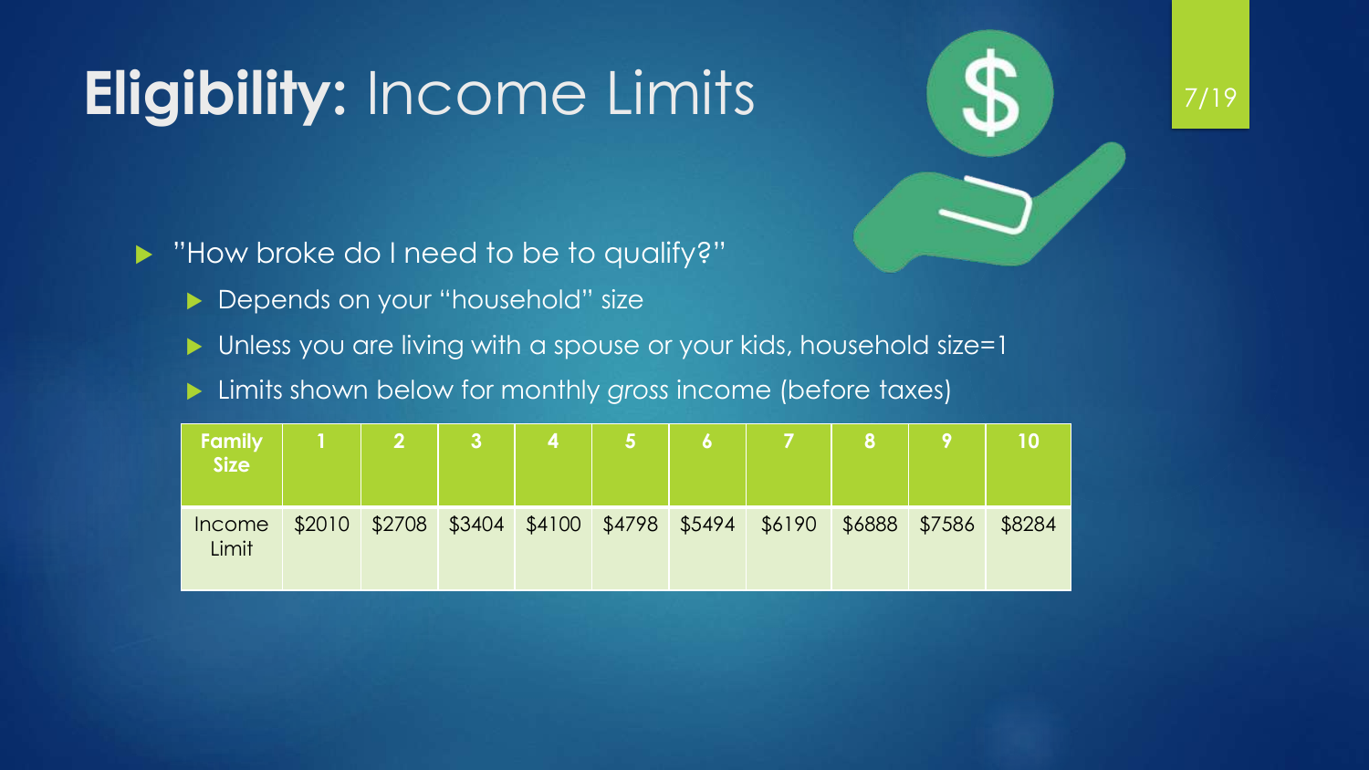# **Eligibility:** Income Limits

- ”How broke do I need to be to qualify?”
  - Depends on your “household” size
  - Unless you are living with a spouse or your kids, household size=1
  - Limits shown below for monthly *gross* income (before taxes)

| **Family Size** | **1** | **2** | **3** | **4** | **5** | **6** | **7** | **8** | **9** | **10** |
|---|---|---|---|---|---|---|---|---|---|---|
| Income Limit | $2010 | $2708 | $3404 | $4100 | $4798 | $5494 | $6190 | $6888 | $7586 | $8284 |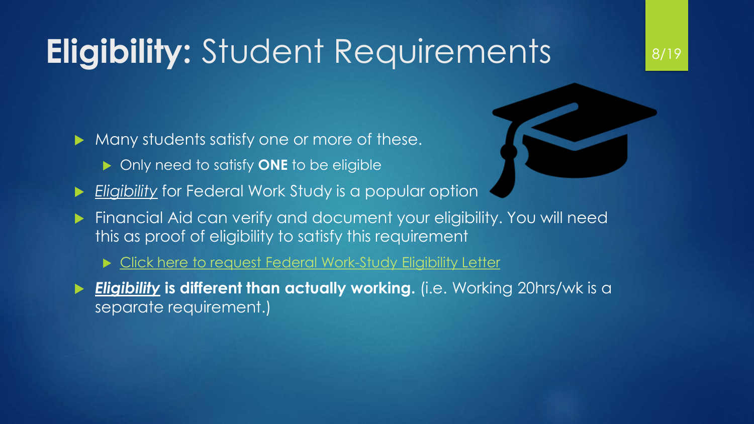# **Eligibility:** Student Requirements

- Many students satisfy one or more of these.
  - Only need to satisfy **ONE** to be eligible
- *Eligibility* for Federal Work Study is a popular option
- Financial Aid can verify and document your eligibility. You will need this as proof of eligibility to satisfy this requirement
  - Click here to request Federal Work-Study Eligibility Letter
- ***Eligibility* is different than actually working.** (i.e. Working 20hrs/wk is a separate requirement.)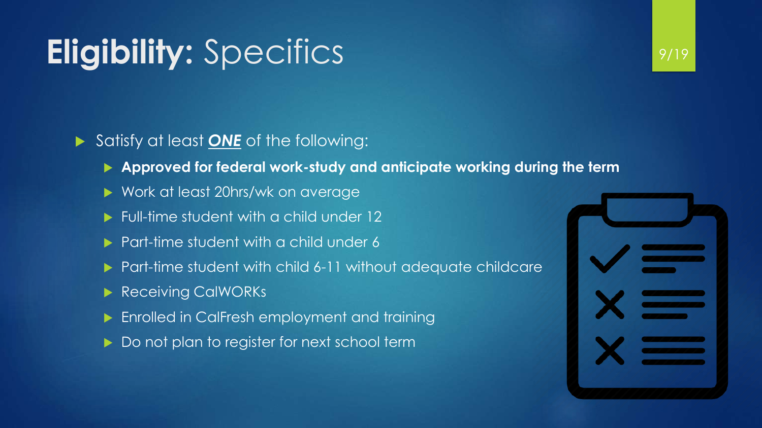# **Eligibility:** Specifics

- Satisfy at least ***ONE*** of the following:
  - **Approved for federal work-study and anticipate working during the term**
  - Work at least 20hrs/wk on average
  - Full-time student with a child under 12
  - Part-time student with a child under 6
  - Part-time student with child 6-11 without adequate childcare
  - Receiving CalWORKs
  - Enrolled in CalFresh employment and training
  - Do not plan to register for next school term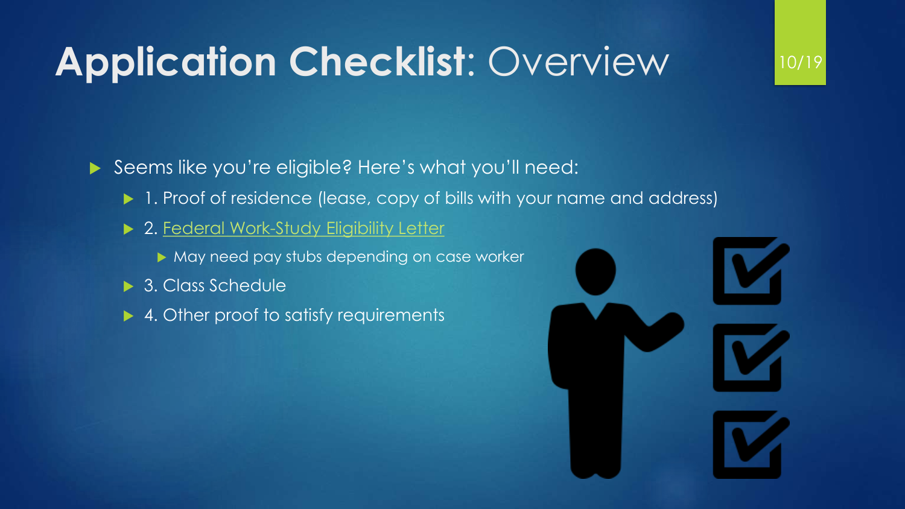# Application Checklist: Overview

- Seems like you're eligible? Here's what you'll need:
  - 1. Proof of residence (lease, copy of bills with your name and address)
  - 2. Federal Work-Study Eligibility Letter
    - May need pay stubs depending on case worker
  - 3. Class Schedule
  - 4. Other proof to satisfy requirements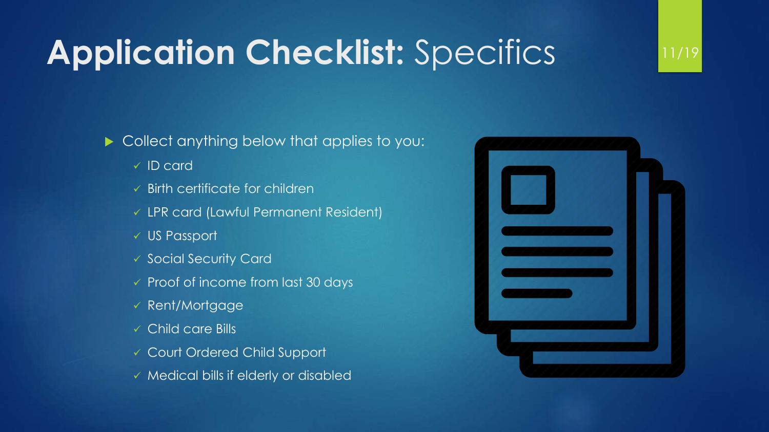# **Application Checklist:** Specifics

- Collect anything below that applies to you:
  - ✓ ID card
  - ✓ Birth certificate for children
  - ✓ LPR card (Lawful Permanent Resident)
  - ✓ US Passport
  - ✓ Social Security Card
  - ✓ Proof of income from last 30 days
  - ✓ Rent/Mortgage
  - ✓ Child care Bills
  - ✓ Court Ordered Child Support
  - ✓ Medical bills if elderly or disabled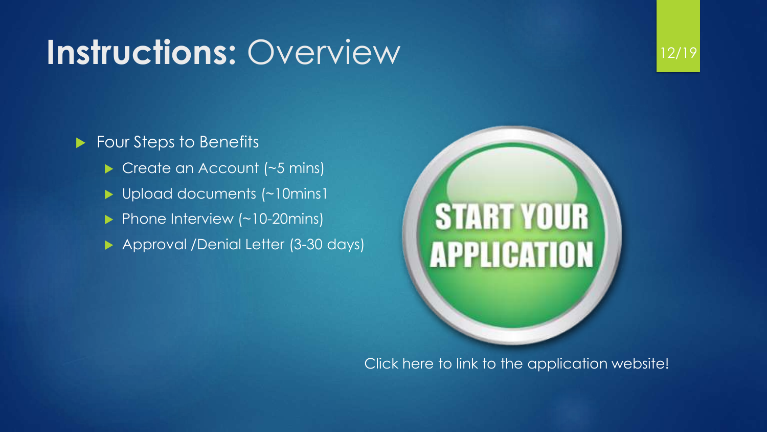# **Instructions:** Overview

- Four Steps to Benefits
  - Create an Account (~5 mins)
  - Upload documents (~10mins1
  - Phone Interview (~10-20mins)
  - Approval /Denial Letter (3-30 days)

START YOUR APPLICATION

Click here to link to the application website!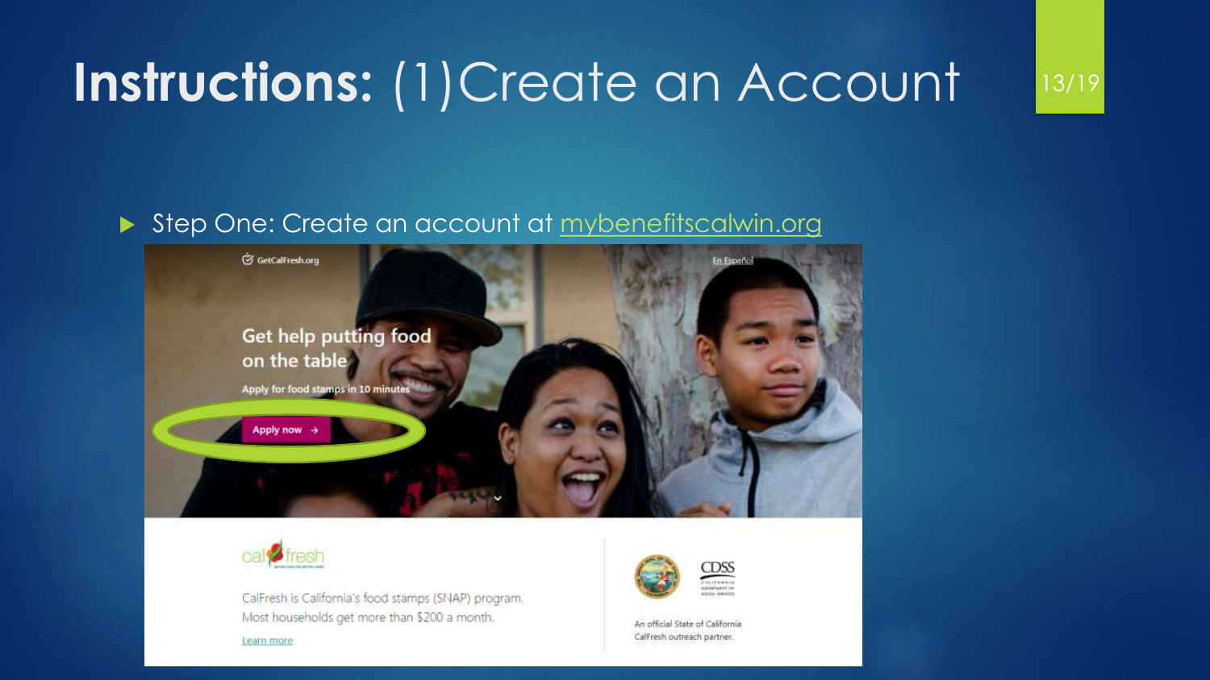# **Instructions:** (1)Create an Account

- Step One: Create an account at mybenefitscalwin.org

GetCalFresh.org

En Español

Get help putting food on the table

Apply for food stamps in 10 minutes

Apply now →

calfresh

CalFresh is California's food stamps (SNAP) program. Most households get more than $200 a month.

Learn more

CDSS

An official State of California CalFresh outreach partner.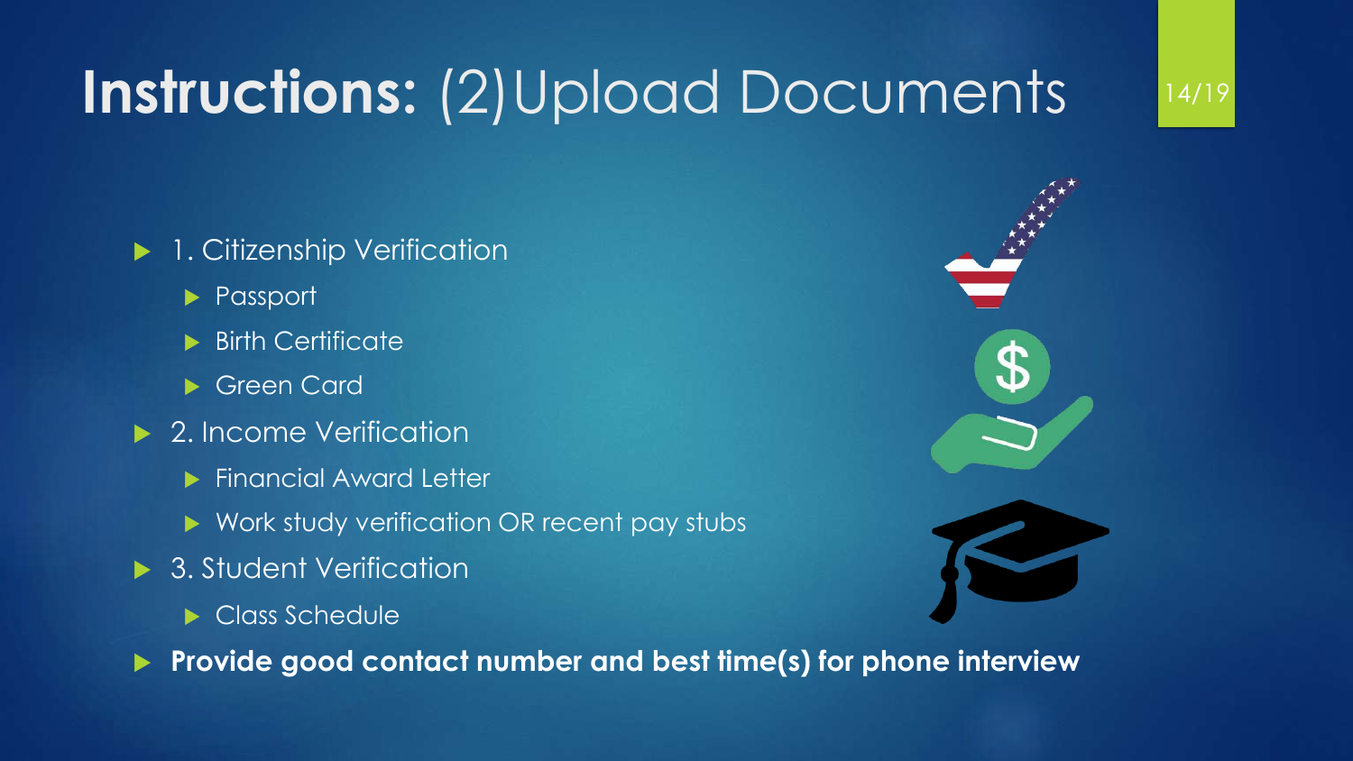# **Instructions:** (2)Upload Documents

- 1. Citizenship Verification
  - Passport
  - Birth Certificate
  - Green Card
- 2. Income Verification
  - Financial Award Letter
  - Work study verification OR recent pay stubs
- 3. Student Verification
  - Class Schedule
- **Provide good contact number and best time(s) for phone interview**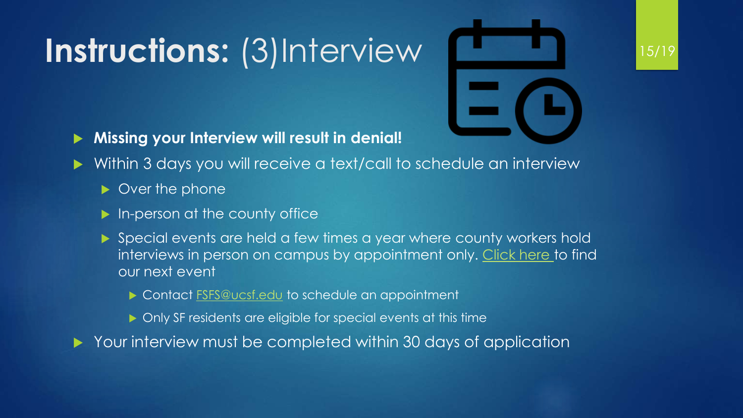# **Instructions:** (3)Interview

- **Missing your Interview will result in denial!**
- Within 3 days you will receive a text/call to schedule an interview
  - Over the phone
  - In-person at the county office
  - Special events are held a few times a year where county workers hold interviews in person on campus by appointment only. Click here to find our next event
    - Contact FSFS@ucsf.edu to schedule an appointment
    - Only SF residents are eligible for special events at this time
- Your interview must be completed within 30 days of application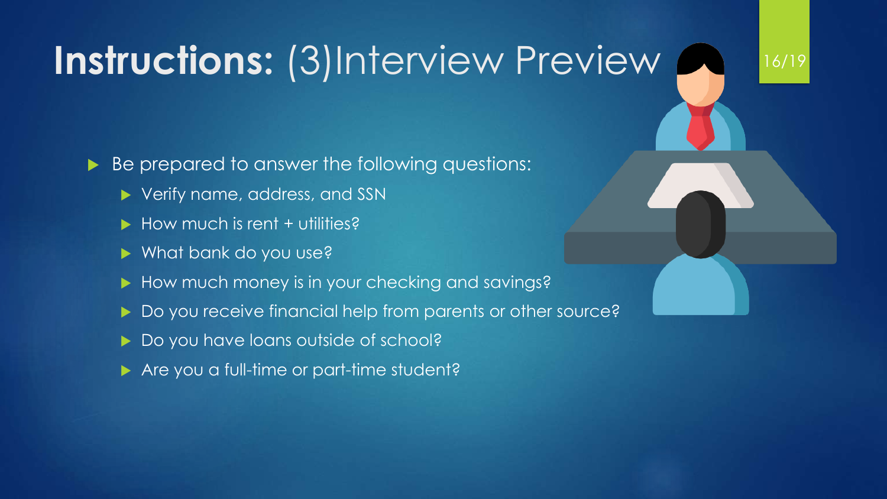# **Instructions:** (3)Interview Preview

- Be prepared to answer the following questions:
  - Verify name, address, and SSN
  - How much is rent + utilities?
  - What bank do you use?
  - How much money is in your checking and savings?
  - Do you receive financial help from parents or other source?
  - Do you have loans outside of school?
  - Are you a full-time or part-time student?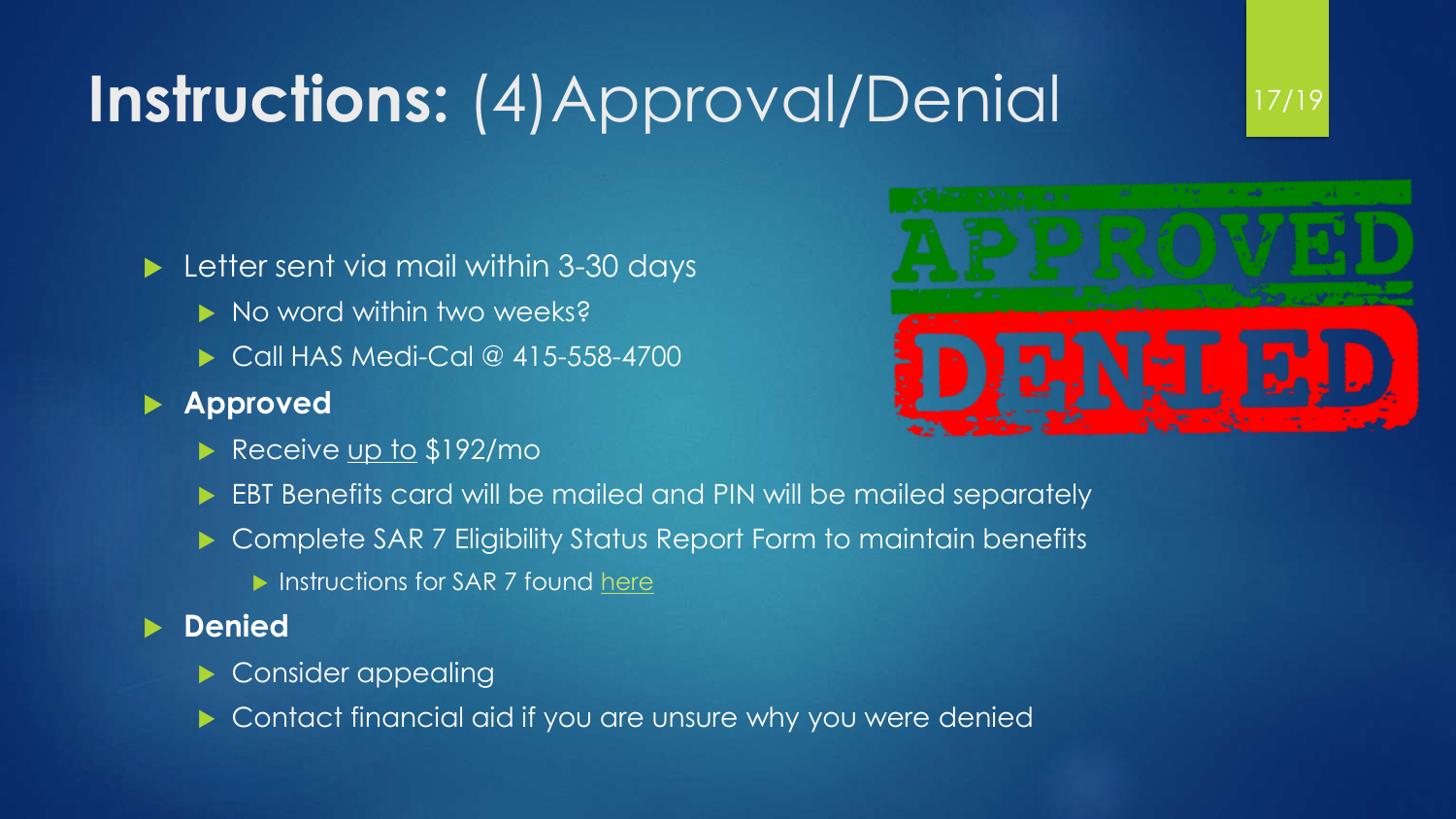# **Instructions:** (4)Approval/Denial

- Letter sent via mail within 3-30 days
  - No word within two weeks?
  - Call HAS Medi-Cal @ 415-558-4700
- **Approved**
  - Receive up to $192/mo
  - EBT Benefits card will be mailed and PIN will be mailed separately
  - Complete SAR 7 Eligibility Status Report Form to maintain benefits
    - Instructions for SAR 7 found here
- **Denied**
  - Consider appealing
  - Contact financial aid if you are unsure why you were denied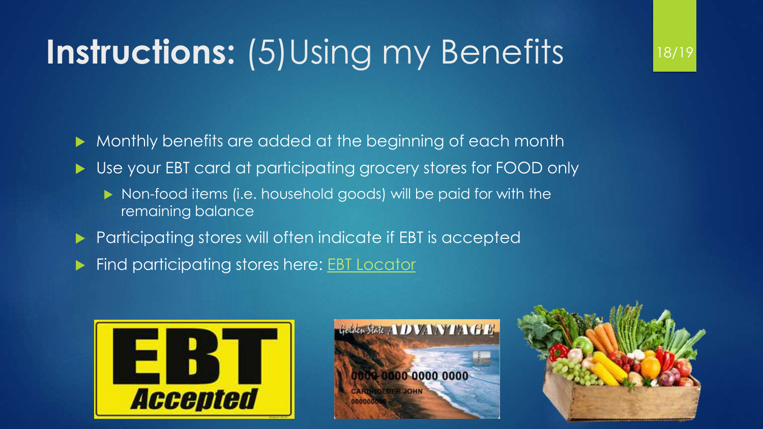# **Instructions:** (5)Using my Benefits

- Monthly benefits are added at the beginning of each month
- Use your EBT card at participating grocery stores for FOOD only
  - Non-food items (i.e. household goods) will be paid for with the remaining balance
- Participating stores will often indicate if EBT is accepted
- Find participating stores here: EBT Locator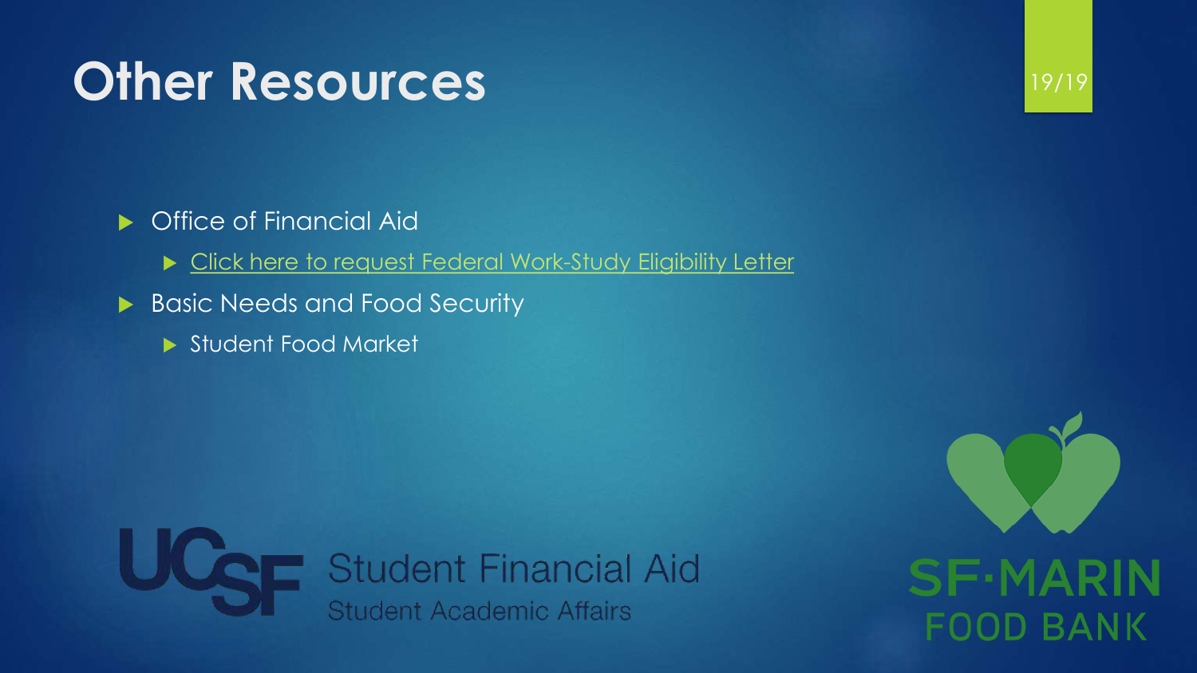# Other Resources

- Office of Financial Aid
  - Click here to request Federal Work-Study Eligibility Letter
- Basic Needs and Food Security
  - Student Food Market

UCSF Student Financial Aid
Student Academic Affairs

SF·MARIN FOOD BANK